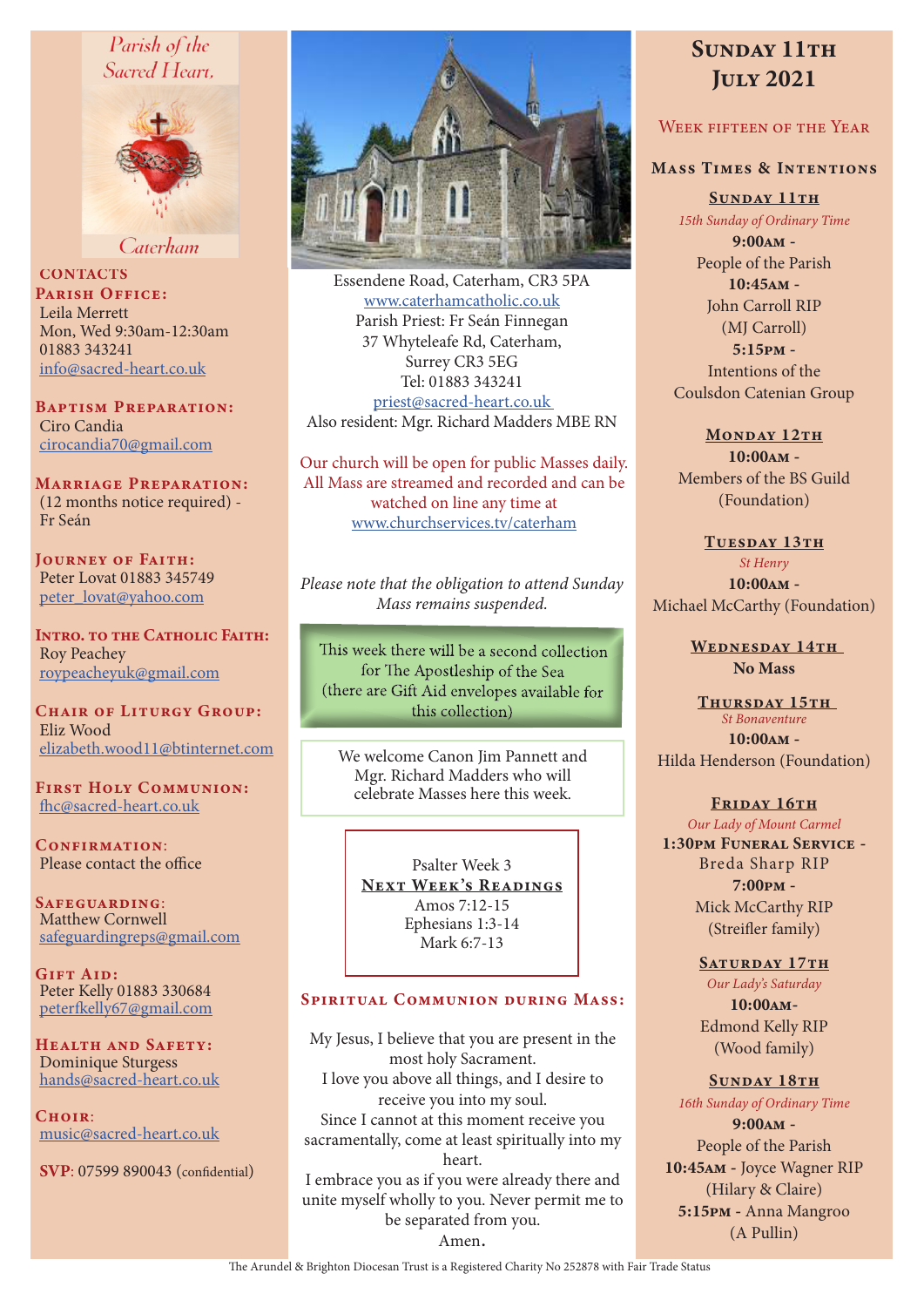Parish of the Sacred Heart, Caterham

## CONTACTS

**Parish Office:**
Leila Merrett
Mon, Wed 9:30am-12:30am
01883 343241
info@sacred-heart.co.uk

**Baptism Preparation:**
Ciro Candia
cirocandia70@gmail.com

**Marriage Preparation:**
(12 months notice required) - Fr Seán

**Journey of Faith:**
Peter Lovat 01883 345749
peter_lovat@yahoo.com

**Intro. to the Catholic Faith:**
Roy Peachey
roypeacheyuk@gmail.com

**Chair of Liturgy Group:**
Eliz Wood
elizabeth.wood11@btinternet.com

**First Holy Communion:**
fhc@sacred-heart.co.uk

**Confirmation:**
Please contact the office

**Safeguarding:**
Matthew Cornwell
safeguardingreps@gmail.com

**Gift Aid:**
Peter Kelly 01883 330684
peterfkelly67@gmail.com

**Health and Safety:**
Dominique Sturgess
hands@sacred-heart.co.uk

**Choir:**
music@sacred-heart.co.uk

**SVP**: 07599 890043 (confidential)

Essendene Road, Caterham, CR3 5PA
www.caterhamcatholic.co.uk
Parish Priest: Fr Seán Finnegan
37 Whyteleafe Rd, Caterham,
Surrey CR3 5EG
Tel: 01883 343241
priest@sacred-heart.co.uk
Also resident: Mgr. Richard Madders MBE RN

Our church will be open for public Masses daily. All Mass are streamed and recorded and can be watched on line any time at www.churchservices.tv/caterham

*Please note that the obligation to attend Sunday Mass remains suspended.*

This week there will be a second collection for The Apostleship of the Sea (there are Gift Aid envelopes available for this collection)

We welcome Canon Jim Pannett and Mgr. Richard Madders who will celebrate Masses here this week.

Psalter Week 3

**Next Week's Readings**
Amos 7:12-15
Ephesians 1:3-14
Mark 6:7-13

## Spiritual Communion during Mass:

My Jesus, I believe that you are present in the most holy Sacrament.
I love you above all things, and I desire to receive you into my soul.
Since I cannot at this moment receive you sacramentally, come at least spiritually into my heart.
I embrace you as if you were already there and unite myself wholly to you. Never permit me to be separated from you.
Amen.

# Sunday 11th July 2021

## Week fifteen of the Year

## Mass Times & Intentions

**Sunday 11th**
*15th Sunday of Ordinary Time*
**9:00am** -
People of the Parish
**10:45am** -
John Carroll RIP
(MJ Carroll)
**5:15pm** -
Intentions of the Coulsdon Catenian Group

**Monday 12th**
**10:00am** -
Members of the BS Guild (Foundation)

**Tuesday 13th**
*St Henry*
**10:00am** -
Michael McCarthy (Foundation)

**Wednesday 14th**
**No Mass**

**Thursday 15th**
*St Bonaventure*
**10:00am** -
Hilda Henderson (Foundation)

**Friday 16th**
*Our Lady of Mount Carmel*
**1:30pm Funeral Service** -
Breda Sharp RIP
**7:00pm** -
Mick McCarthy RIP
(Streifler family)

**Saturday 17th**
*Our Lady's Saturday*
**10:00am**-
Edmond Kelly RIP
(Wood family)

**Sunday 18th**
*16th Sunday of Ordinary Time*
**9:00am** -
People of the Parish
**10:45am** - Joyce Wagner RIP
(Hilary & Claire)
**5:15pm** - Anna Mangroo
(A Pullin)

The Arundel & Brighton Diocesan Trust is a Registered Charity No 252878 with Fair Trade Status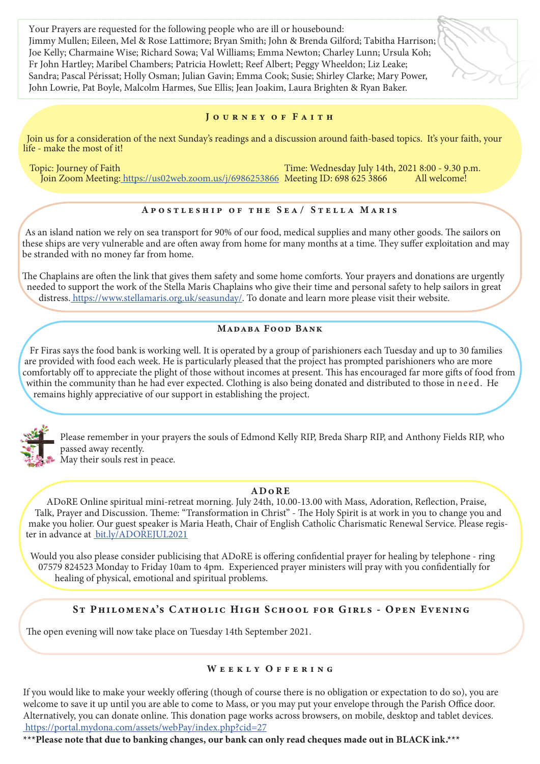Your Prayers are requested for the following people who are ill or housebound:
Jimmy Mullen; Eileen, Mel & Rose Lattimore; Bryan Smith; John & Brenda Gilford; Tabitha Harrison; Joe Kelly; Charmaine Wise; Richard Sowa; Val Williams; Emma Newton; Charley Lunn; Ursula Koh; Fr John Hartley; Maribel Chambers; Patricia Howlett; Reef Albert; Peggy Wheeldon; Liz Leake; Sandra; Pascal Périssat; Holly Osman; Julian Gavin; Emma Cook; Susie; Shirley Clarke; Mary Power, John Lowrie, Pat Boyle, Malcolm Harmes, Sue Ellis; Jean Joakim, Laura Brighten & Ryan Baker.

## Journey of Faith

Join us for a consideration of the next Sunday's readings and a discussion around faith-based topics. It's your faith, your life - make the most of it!

Topic: Journey of Faith
Time: Wednesday July 14th, 2021 8:00 - 9.30 p.m.
Join Zoom Meeting: https://us02web.zoom.us/j/6986253866 Meeting ID: 698 625 3866 All welcome!

## Apostleship of the Sea/ Stella Maris

As an island nation we rely on sea transport for 90% of our food, medical supplies and many other goods. The sailors on these ships are very vulnerable and are often away from home for many months at a time. They suffer exploitation and may be stranded with no money far from home.

The Chaplains are often the link that gives them safety and some home comforts. Your prayers and donations are urgently needed to support the work of the Stella Maris Chaplains who give their time and personal safety to help sailors in great distress. https://www.stellamaris.org.uk/seasunday/. To donate and learn more please visit their website.

## Madaba Food Bank

Fr Firas says the food bank is working well. It is operated by a group of parishioners each Tuesday and up to 30 families are provided with food each week. He is particularly pleased that the project has prompted parishioners who are more comfortably off to appreciate the plight of those without incomes at present. This has encouraged far more gifts of food from within the community than he had ever expected. Clothing is also being donated and distributed to those in need. He remains highly appreciative of our support in establishing the project.

Please remember in your prayers the souls of Edmond Kelly RIP, Breda Sharp RIP, and Anthony Fields RIP, who passed away recently.
May their souls rest in peace.

## ADoRE

ADoRE Online spiritual mini-retreat morning. July 24th, 10.00-13.00 with Mass, Adoration, Reflection, Praise, Talk, Prayer and Discussion. Theme: "Transformation in Christ" - The Holy Spirit is at work in you to change you and make you holier. Our guest speaker is Maria Heath, Chair of English Catholic Charismatic Renewal Service. Please register in advance at bit.ly/ADOREJUL2021

Would you also please consider publicising that ADoRE is offering confidential prayer for healing by telephone - ring 07579 824523 Monday to Friday 10am to 4pm. Experienced prayer ministers will pray with you confidentially for healing of physical, emotional and spiritual problems.

## St Philomena's Catholic High School for Girls - Open Evening

The open evening will now take place on Tuesday 14th September 2021.

## Weekly Offering

If you would like to make your weekly offering (though of course there is no obligation or expectation to do so), you are welcome to save it up until you are able to come to Mass, or you may put your envelope through the Parish Office door. Alternatively, you can donate online. This donation page works across browsers, on mobile, desktop and tablet devices. https://portal.mydona.com/assets/webPay/index.php?cid=27

**\*\*\*Please note that due to banking changes, our bank can only read cheques made out in BLACK ink.\*\*\***